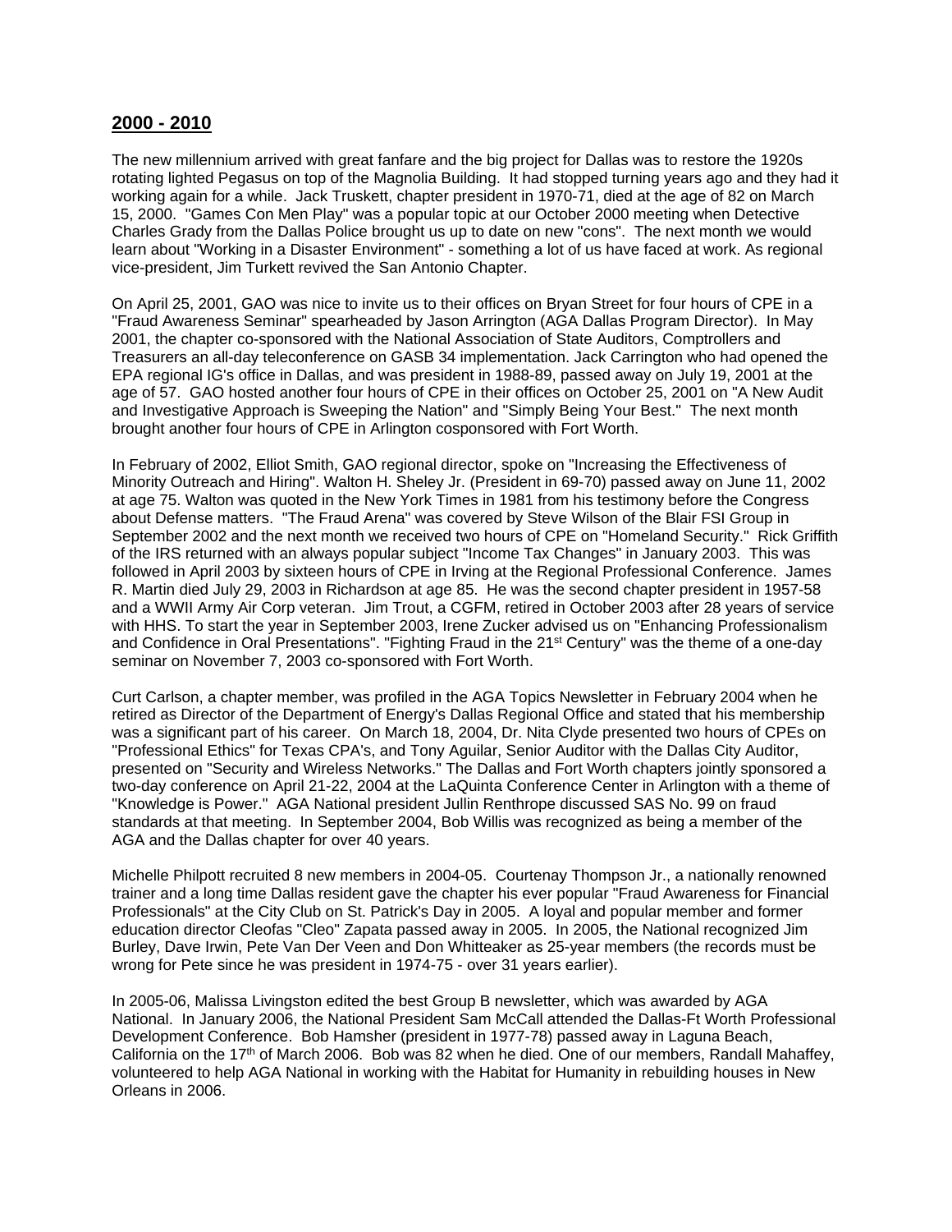## 2000 - 2010

The new millennium arrived with great fanfare and the big project for Dallas was to restore the 1920s rotating lighted Pegasus on top of the Magnolia Building. It had stopped turning years ago and they had it working again for a while. Jack Truskett, chapter president in 1970-71, died at the age of 82 on March 15, 2000. "Games Con Men Play" was a popular topic at our October 2000 meeting when Detective Charles Grady from the Dallas Police brought us up to date on new "cons". The next month we would learn about "Working in a Disaster Environment" - something a lot of us have faced at work. As regional vice-president, Jim Turkett revived the San Antonio Chapter.

On April 25, 2001, GAO was nice to invite us to their offices on Bryan Street for four hours of CPE in a "Fraud Awareness Seminar" spearheaded by Jason Arrington (AGA Dallas Program Director). In May 2001, the chapter co-sponsored with the National Association of State Auditors, Comptrollers and Treasurers an all-day teleconference on GASB 34 implementation. Jack Carrington who had opened the EPA regional IG's office in Dallas, and was president in 1988-89, passed away on July 19, 2001 at the age of 57. GAO hosted another four hours of CPE in their offices on October 25, 2001 on "A New Audit and Investigative Approach is Sweeping the Nation" and "Simply Being Your Best." The next month brought another four hours of CPE in Arlington cosponsored with Fort Worth.

In February of 2002, Elliot Smith, GAO regional director, spoke on "Increasing the Effectiveness of Minority Outreach and Hiring". Walton H. Sheley Jr. (President in 69-70) passed away on June 11, 2002 at age 75. Walton was quoted in the New York Times in 1981 from his testimony before the Congress about Defense matters. "The Fraud Arena" was covered by Steve Wilson of the Blair FSI Group in September 2002 and the next month we received two hours of CPE on "Homeland Security." Rick Griffith of the IRS returned with an always popular subject "Income Tax Changes" in January 2003. This was followed in April 2003 by sixteen hours of CPE in Irving at the Regional Professional Conference. James R. Martin died July 29, 2003 in Richardson at age 85. He was the second chapter president in 1957-58 and a WWII Army Air Corp veteran. Jim Trout, a CGFM, retired in October 2003 after 28 years of service with HHS. To start the year in September 2003, Irene Zucker advised us on "Enhancing Professionalism and Confidence in Oral Presentations". "Fighting Fraud in the 21st Century" was the theme of a one-day seminar on November 7, 2003 co-sponsored with Fort Worth.

Curt Carlson, a chapter member, was profiled in the AGA Topics Newsletter in February 2004 when he retired as Director of the Department of Energy's Dallas Regional Office and stated that his membership was a significant part of his career. On March 18, 2004, Dr. Nita Clyde presented two hours of CPEs on "Professional Ethics" for Texas CPA's, and Tony Aguilar, Senior Auditor with the Dallas City Auditor, presented on "Security and Wireless Networks." The Dallas and Fort Worth chapters jointly sponsored a two-day conference on April 21-22, 2004 at the LaQuinta Conference Center in Arlington with a theme of "Knowledge is Power." AGA National president Jullin Renthrope discussed SAS No. 99 on fraud standards at that meeting. In September 2004, Bob Willis was recognized as being a member of the AGA and the Dallas chapter for over 40 years.

Michelle Philpott recruited 8 new members in 2004-05. Courtenay Thompson Jr., a nationally renowned trainer and a long time Dallas resident gave the chapter his ever popular "Fraud Awareness for Financial Professionals" at the City Club on St. Patrick's Day in 2005. A loyal and popular member and former education director Cleofas "Cleo" Zapata passed away in 2005. In 2005, the National recognized Jim Burley, Dave Irwin, Pete Van Der Veen and Don Whitteaker as 25-year members (the records must be wrong for Pete since he was president in 1974-75 - over 31 years earlier).

In 2005-06, Malissa Livingston edited the best Group B newsletter, which was awarded by AGA National. In January 2006, the National President Sam McCall attended the Dallas-Ft Worth Professional Development Conference. Bob Hamsher (president in 1977-78) passed away in Laguna Beach, California on the 17th of March 2006. Bob was 82 when he died. One of our members, Randall Mahaffey, volunteered to help AGA National in working with the Habitat for Humanity in rebuilding houses in New Orleans in 2006.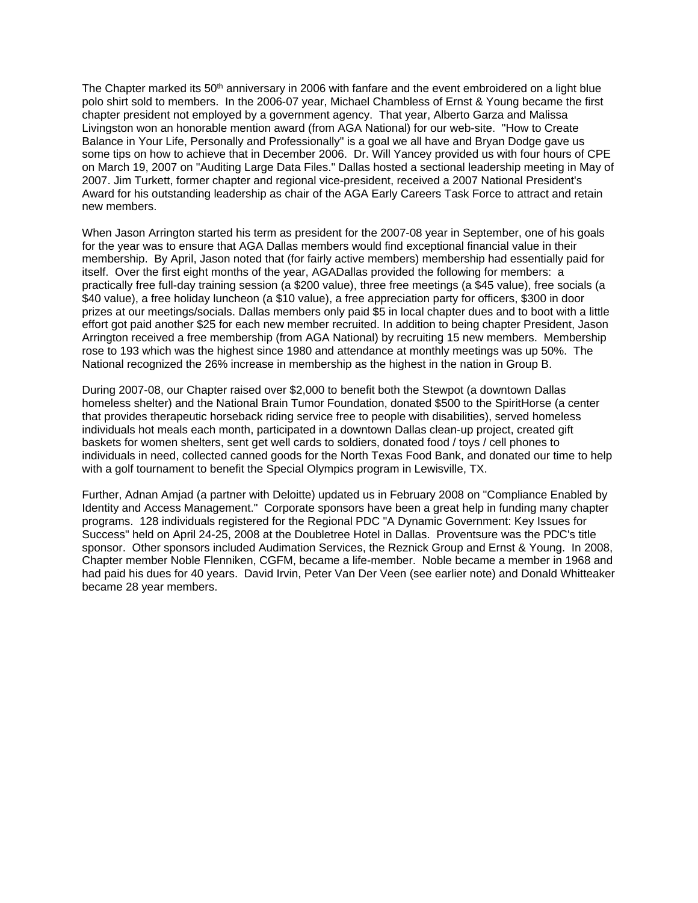The Chapter marked its 50th anniversary in 2006 with fanfare and the event embroidered on a light blue polo shirt sold to members. In the 2006-07 year, Michael Chambless of Ernst & Young became the first chapter president not employed by a government agency. That year, Alberto Garza and Malissa Livingston won an honorable mention award (from AGA National) for our web-site. "How to Create Balance in Your Life, Personally and Professionally" is a goal we all have and Bryan Dodge gave us some tips on how to achieve that in December 2006. Dr. Will Yancey provided us with four hours of CPE on March 19, 2007 on "Auditing Large Data Files." Dallas hosted a sectional leadership meeting in May of 2007. Jim Turkett, former chapter and regional vice-president, received a 2007 National President's Award for his outstanding leadership as chair of the AGA Early Careers Task Force to attract and retain new members.

When Jason Arrington started his term as president for the 2007-08 year in September, one of his goals for the year was to ensure that AGA Dallas members would find exceptional financial value in their membership. By April, Jason noted that (for fairly active members) membership had essentially paid for itself. Over the first eight months of the year, AGADallas provided the following for members: a practically free full-day training session (a $200 value), three free meetings (a $45 value), free socials (a $40 value), a free holiday luncheon (a $10 value), a free appreciation party for officers, $300 in door prizes at our meetings/socials. Dallas members only paid $5 in local chapter dues and to boot with a little effort got paid another $25 for each new member recruited. In addition to being chapter President, Jason Arrington received a free membership (from AGA National) by recruiting 15 new members. Membership rose to 193 which was the highest since 1980 and attendance at monthly meetings was up 50%. The National recognized the 26% increase in membership as the highest in the nation in Group B.

During 2007-08, our Chapter raised over $2,000 to benefit both the Stewpot (a downtown Dallas homeless shelter) and the National Brain Tumor Foundation, donated $500 to the SpiritHorse (a center that provides therapeutic horseback riding service free to people with disabilities), served homeless individuals hot meals each month, participated in a downtown Dallas clean-up project, created gift baskets for women shelters, sent get well cards to soldiers, donated food / toys / cell phones to individuals in need, collected canned goods for the North Texas Food Bank, and donated our time to help with a golf tournament to benefit the Special Olympics program in Lewisville, TX.

Further, Adnan Amjad (a partner with Deloitte) updated us in February 2008 on "Compliance Enabled by Identity and Access Management." Corporate sponsors have been a great help in funding many chapter programs. 128 individuals registered for the Regional PDC "A Dynamic Government: Key Issues for Success" held on April 24-25, 2008 at the Doubletree Hotel in Dallas. Proventsure was the PDC's title sponsor. Other sponsors included Audimation Services, the Reznick Group and Ernst & Young. In 2008, Chapter member Noble Flenniken, CGFM, became a life-member. Noble became a member in 1968 and had paid his dues for 40 years. David Irvin, Peter Van Der Veen (see earlier note) and Donald Whitteaker became 28 year members.